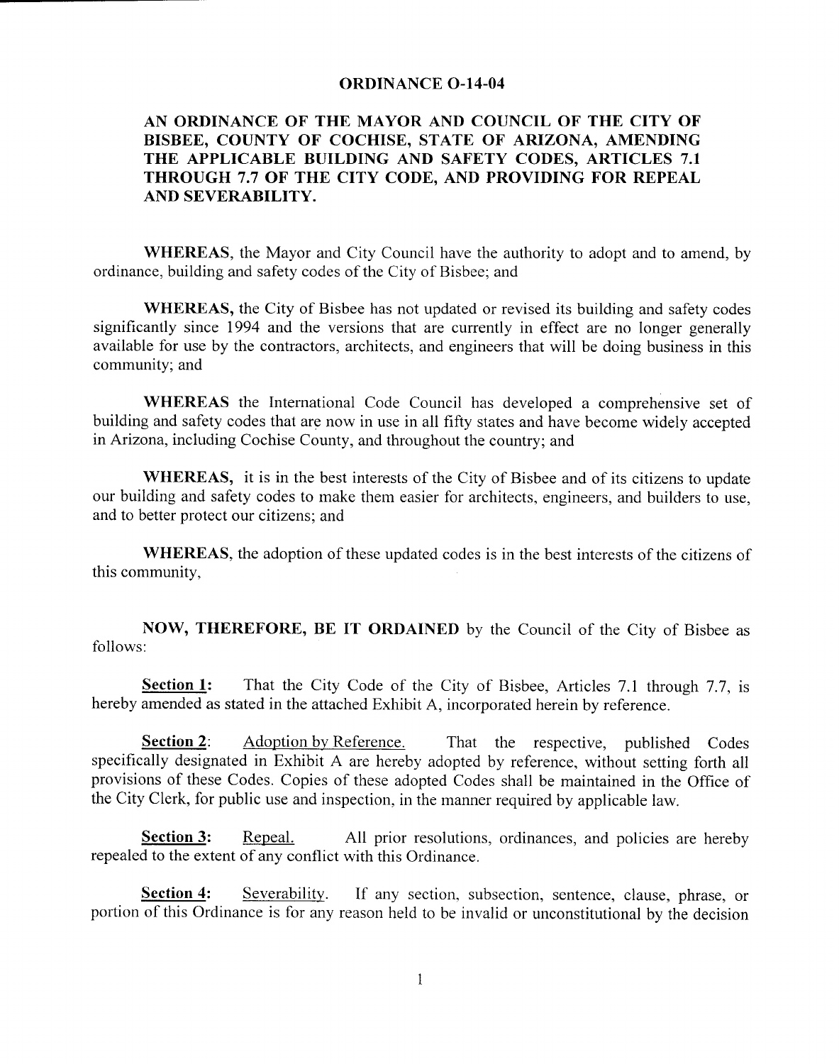# ORDINANCE O-14-04

## AN ORDINANCE OF THE MAYOR AND COUNCIL OF THE CITY OF BISBEE, COUNTY OF COCHISE, STATE OF ARIZONA, AMENDING THE APPLICABLE BUILDING AND SAFETY CODES, ARTICLES 7.1 THROUGH 7.7 OF THE CITY CODE, AND PROVIDING FOR REPEAL AND SEVERABILITY.

**WHEREAS**, the Mayor and City Council have the authority to adopt and to amend, by ordinance, building and safety codes of the City of Bisbee; and

**WHEREAS,** the City of Bisbee has not updated or revised its building and safety codes significantly since 1994 and the versions that are currently in effect are no longer generally available for use by the contractors, architects, and engineers that will be doing business in this community; and

**WHEREAS** the International Code Council has developed a comprehensive set of building and safety codes that are now in use in all fifty states and have become widely accepted in Arizona, including Cochise County, and throughout the country; and

**WHEREAS,** it is in the best interests of the City of Bisbee and of its citizens to update our building and safety codes to make them easier for architects, engineers, and builders to use, and to better protect our citizens; and

**WHEREAS,** the adoption of these updated codes is in the best interests of the citizens of this community,

**NOW, THEREFORE, BE IT ORDAINED** by the Council of the City of Bisbee as follows:

**Section 1:** That the City Code of the City of Bisbee, Articles 7.1 through 7.7, is hereby amended as stated in the attached Exhibit A, incorporated herein by reference.

**Section 2**: Adoption by Reference. That the respective, published Codes specifically designated in Exhibit A are hereby adopted by reference, without setting forth all provisions of these Codes. Copies of these adopted Codes shall be maintained in the Office of the City Clerk, for public use and inspection, in the manner required by applicable law.

**Section 3:** Repeal. All prior resolutions, ordinances, and policies are hereby repealed to the extent of any conflict with this Ordinance.

**Section 4:** Severability. If any section, subsection, sentence, clause, phrase, or portion of this Ordinance is for any reason held to be invalid or unconstitutional by the decision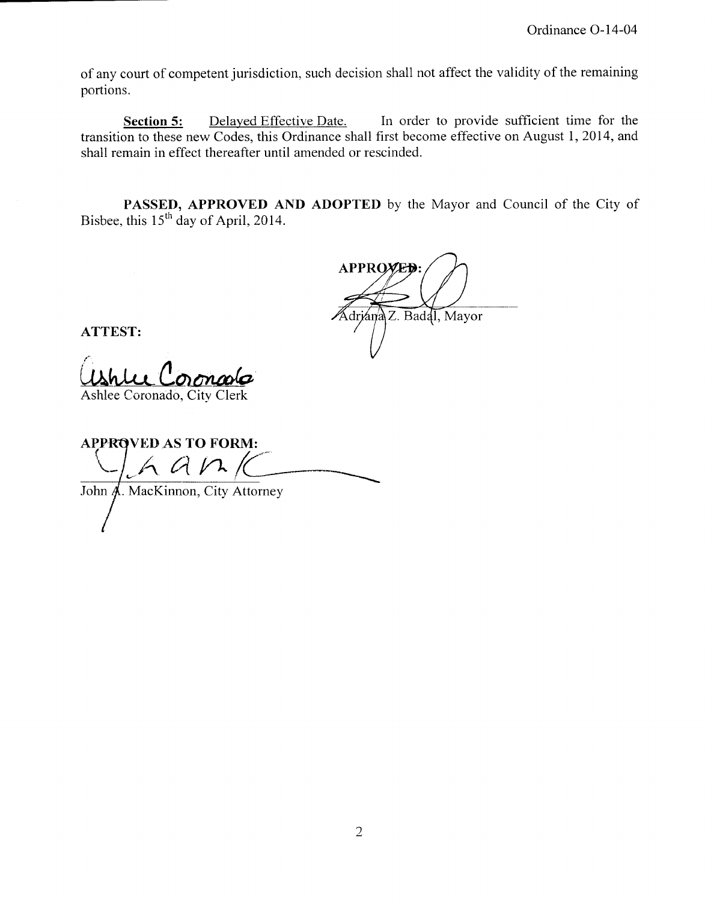of any court of competent jurisdiction, such decision shall not affect the validity of the remaining portions.

**Section 5:** Delayed Effective Date. In order to provide sufficient time for the transition to these new Codes, this Ordinance shall first become effective on August 1, 2014, and shall remain in effect thereafter until amended or rescinded.

**PASSED, APPROVED AND ADOPTED** by the Mayor and Council of the City of Bisbee, this 15th day of April, 2014.

**APPROVED:**

Adriana Z. Badal, Mayor

**ATTEST:**

Ashlee Coronado, City Clerk

**APPROVED AS TO FORM:**

John A. MacKinnon, City Attorney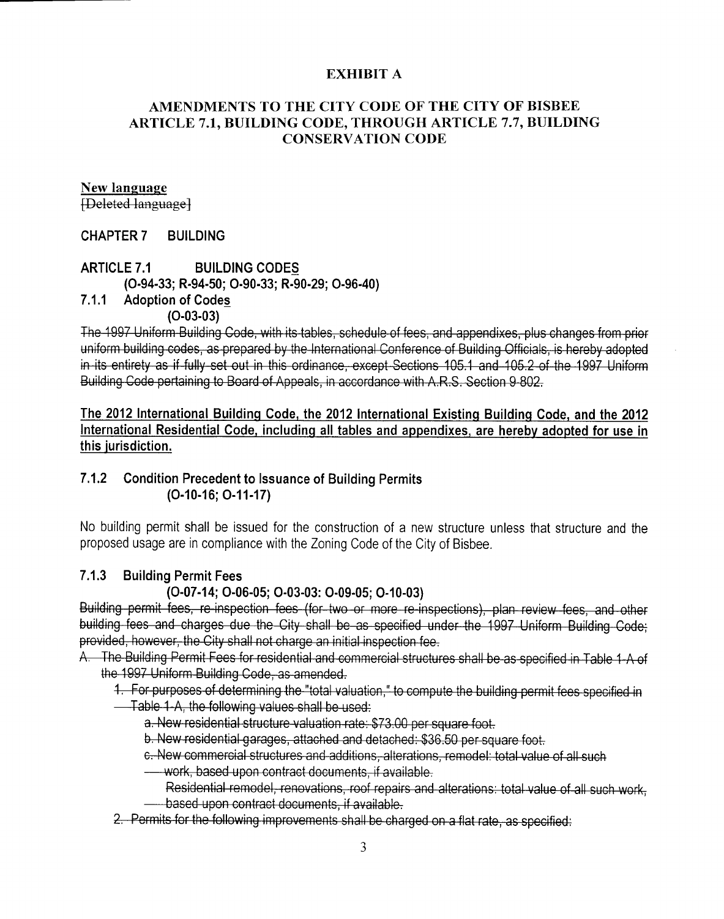# EXHIBIT A

## AMENDMENTS TO THE CITY CODE OF THE CITY OF BISBEE ARTICLE 7.1, BUILDING CODE, THROUGH ARTICLE 7.7, BUILDING CONSERVATION CODE

<u>New language</u>
~~[Deleted language]~~

**CHAPTER 7 BUILDING**

**ARTICLE 7.1 BUILDING CODE<u>S</u>**
**(O-94-33; R-94-50; O-90-33; R-90-29; O-96-40)**

**7.1.1 Adoption of Code<u>s</u>**
**(O-03-03)**

~~The 1997 Uniform Building Code, with its tables, schedule of fees, and appendixes, plus changes from prior uniform building codes, as prepared by the International Conference of Building Officials, is hereby adopted in its entirety as if fully set out in this ordinance, except Sections 105.1 and 105.2 of the 1997 Uniform Building Code pertaining to Board of Appeals, in accordance with A.R.S. Section 9-802.~~

<u>**The 2012 International Building Code, the 2012 International Existing Building Code, and the 2012 International Residential Code, including all tables and appendixes, are hereby adopted for use in this jurisdiction.**</u>

**7.1.2 Condition Precedent to Issuance of Building Permits**
**(O-10-16; O-11-17)**

No building permit shall be issued for the construction of a new structure unless that structure and the proposed usage are in compliance with the Zoning Code of the City of Bisbee.

**7.1.3 Building Permit Fees**
**(O-07-14; O-06-05; O-03-03: O-09-05; O-10-03)**

~~Building permit fees, re-inspection fees (for two or more re-inspections), plan review fees, and other building fees and charges due the City shall be as specified under the 1997 Uniform Building Code; provided, however, the City shall not charge an initial inspection fee.~~

~~A. The Building Permit Fees for residential and commercial structures shall be as specified in Table 1-A of the 1997 Uniform Building Code, as amended.~~

~~1. For purposes of determining the "total valuation," to compute the building permit fees specified in Table 1-A, the following values shall be used:~~

~~a. New residential structure valuation rate: $73.00 per square foot.~~

~~b. New residential garages, attached and detached: $36.50 per square foot.~~

~~c. New commercial structures and additions, alterations, remodel: total value of all such work, based upon contract documents, if available.~~

~~Residential remodel, renovations, roof repairs and alterations: total value of all such work, based upon contract documents, if available.~~

~~2. Permits for the following improvements shall be charged on a flat rate, as specified:~~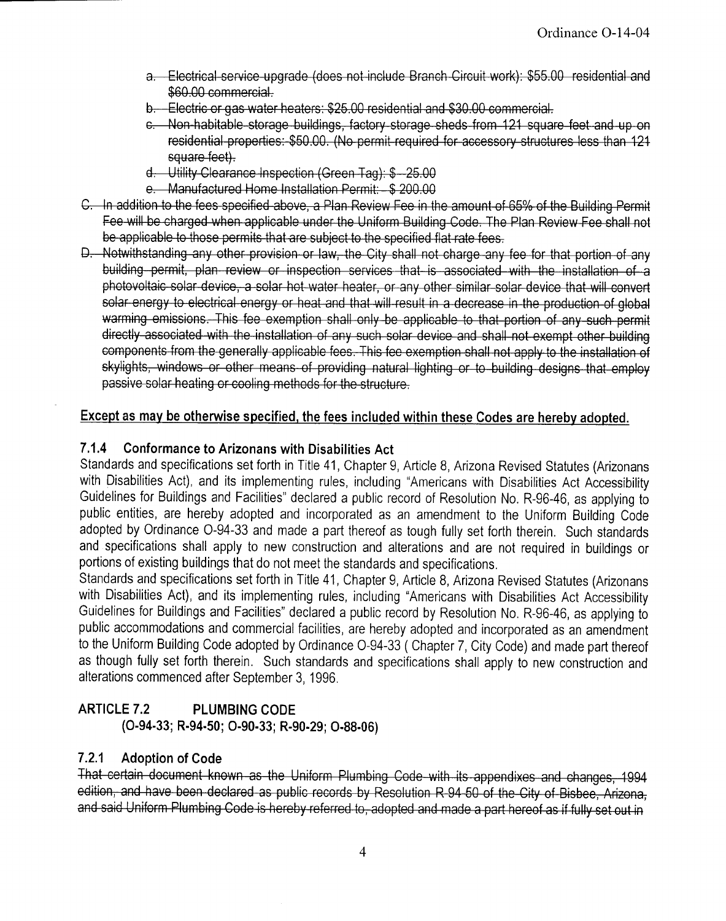a. ~~Electrical service upgrade (does not include Branch Circuit work): $55.00 residential and $60.00 commercial.~~
b. ~~Electric or gas water heaters: $25.00 residential and $30.00 commercial.~~
c. ~~Non-habitable storage buildings, factory storage sheds from 121 square feet and up on residential properties: $50.00. (No permit required for accessory structures less than 121 square feet).~~
d. ~~Utility Clearance Inspection (Green Tag): $ 25.00~~
e. ~~Manufactured Home Installation Permit: $ 200.00~~

C. ~~In addition to the fees specified above, a Plan Review Fee in the amount of 65% of the Building Permit Fee will be charged when applicable under the Uniform Building Code. The Plan Review Fee shall not be applicable to those permits that are subject to the specified flat rate fees.~~

D. ~~Notwithstanding any other provision or law, the City shall not charge any fee for that portion of any building permit, plan review or inspection services that is associated with the installation of a photovoltaic solar device, a solar hot water heater, or any other similar solar device that will convert solar energy to electrical energy or heat and that will result in a decrease in the production of global warming emissions. This fee exemption shall only be applicable to that portion of any such permit directly associated with the installation of any such solar device and shall not exempt other building components from the generally applicable fees. This fee exemption shall not apply to the installation of skylights, windows or other means of providing natural lighting or to building designs that employ passive solar heating or cooling methods for the structure.~~

**Except as may be otherwise specified, the fees included within these Codes are hereby adopted.**

### 7.1.4 Conformance to Arizonans with Disabilities Act

Standards and specifications set forth in Title 41, Chapter 9, Article 8, Arizona Revised Statutes (Arizonans with Disabilities Act), and its implementing rules, including "Americans with Disabilities Act Accessibility Guidelines for Buildings and Facilities" declared a public record of Resolution No. R-96-46, as applying to public entities, are hereby adopted and incorporated as an amendment to the Uniform Building Code adopted by Ordinance O-94-33 and made a part thereof as tough fully set forth therein. Such standards and specifications shall apply to new construction and alterations and are not required in buildings or portions of existing buildings that do not meet the standards and specifications.

Standards and specifications set forth in Title 41, Chapter 9, Article 8, Arizona Revised Statutes (Arizonans with Disabilities Act), and its implementing rules, including "Americans with Disabilities Act Accessibility Guidelines for Buildings and Facilities" declared a public record by Resolution No. R-96-46, as applying to public accommodations and commercial facilities, are hereby adopted and incorporated as an amendment to the Uniform Building Code adopted by Ordinance O-94-33 ( Chapter 7, City Code) and made part thereof as though fully set forth therein. Such standards and specifications shall apply to new construction and alterations commenced after September 3, 1996.

## ARTICLE 7.2 PLUMBING CODE
**(O-94-33; R-94-50; O-90-33; R-90-29; O-88-06)**

### 7.2.1 Adoption of Code

~~That certain document known as the Uniform Plumbing Code with its appendixes and changes, 1994 edition, and have been declared as public records by Resolution R 94 50 of the City of Bisbee, Arizona, and said Uniform Plumbing Code is hereby referred to, adopted and made a part hereof as if fully set out in~~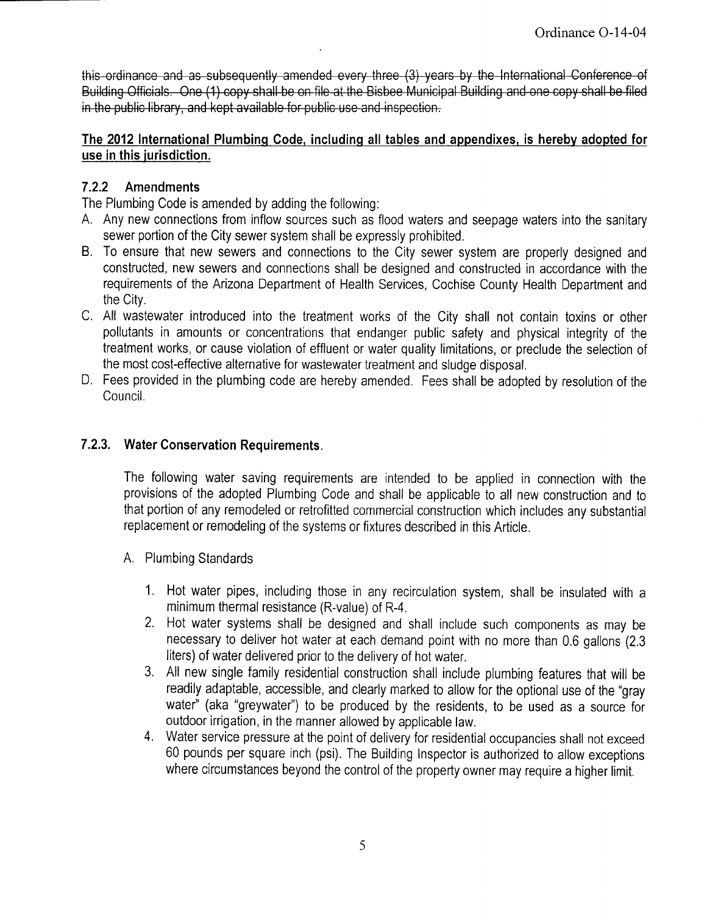~~this ordinance and as subsequently amended every three (3) years by the International Conference of Building Officials. One (1) copy shall be on file at the Bisbee Municipal Building and one copy shall be filed in the public library, and kept available for public use and inspection.~~

**<u>The 2012 International Plumbing Code, including all tables and appendixes, is hereby adopted for use in this jurisdiction.</u>**

### 7.2.2 Amendments

The Plumbing Code is amended by adding the following:

A. Any new connections from inflow sources such as flood waters and seepage waters into the sanitary sewer portion of the City sewer system shall be expressly prohibited.

B. To ensure that new sewers and connections to the City sewer system are properly designed and constructed, new sewers and connections shall be designed and constructed in accordance with the requirements of the Arizona Department of Health Services, Cochise County Health Department and the City.

C. All wastewater introduced into the treatment works of the City shall not contain toxins or other pollutants in amounts or concentrations that endanger public safety and physical integrity of the treatment works, or cause violation of effluent or water quality limitations, or preclude the selection of the most cost-effective alternative for wastewater treatment and sludge disposal.

D. Fees provided in the plumbing code are hereby amended. Fees shall be adopted by resolution of the Council.

### 7.2.3. Water Conservation Requirements.

The following water saving requirements are intended to be applied in connection with the provisions of the adopted Plumbing Code and shall be applicable to all new construction and to that portion of any remodeled or retrofitted commercial construction which includes any substantial replacement or remodeling of the systems or fixtures described in this Article.

A. Plumbing Standards

1. Hot water pipes, including those in any recirculation system, shall be insulated with a minimum thermal resistance (R-value) of R-4.
2. Hot water systems shall be designed and shall include such components as may be necessary to deliver hot water at each demand point with no more than 0.6 gallons (2.3 liters) of water delivered prior to the delivery of hot water.
3. All new single family residential construction shall include plumbing features that will be readily adaptable, accessible, and clearly marked to allow for the optional use of the "gray water" (aka "greywater") to be produced by the residents, to be used as a source for outdoor irrigation, in the manner allowed by applicable law.
4. Water service pressure at the point of delivery for residential occupancies shall not exceed 60 pounds per square inch (psi). The Building Inspector is authorized to allow exceptions where circumstances beyond the control of the property owner may require a higher limit.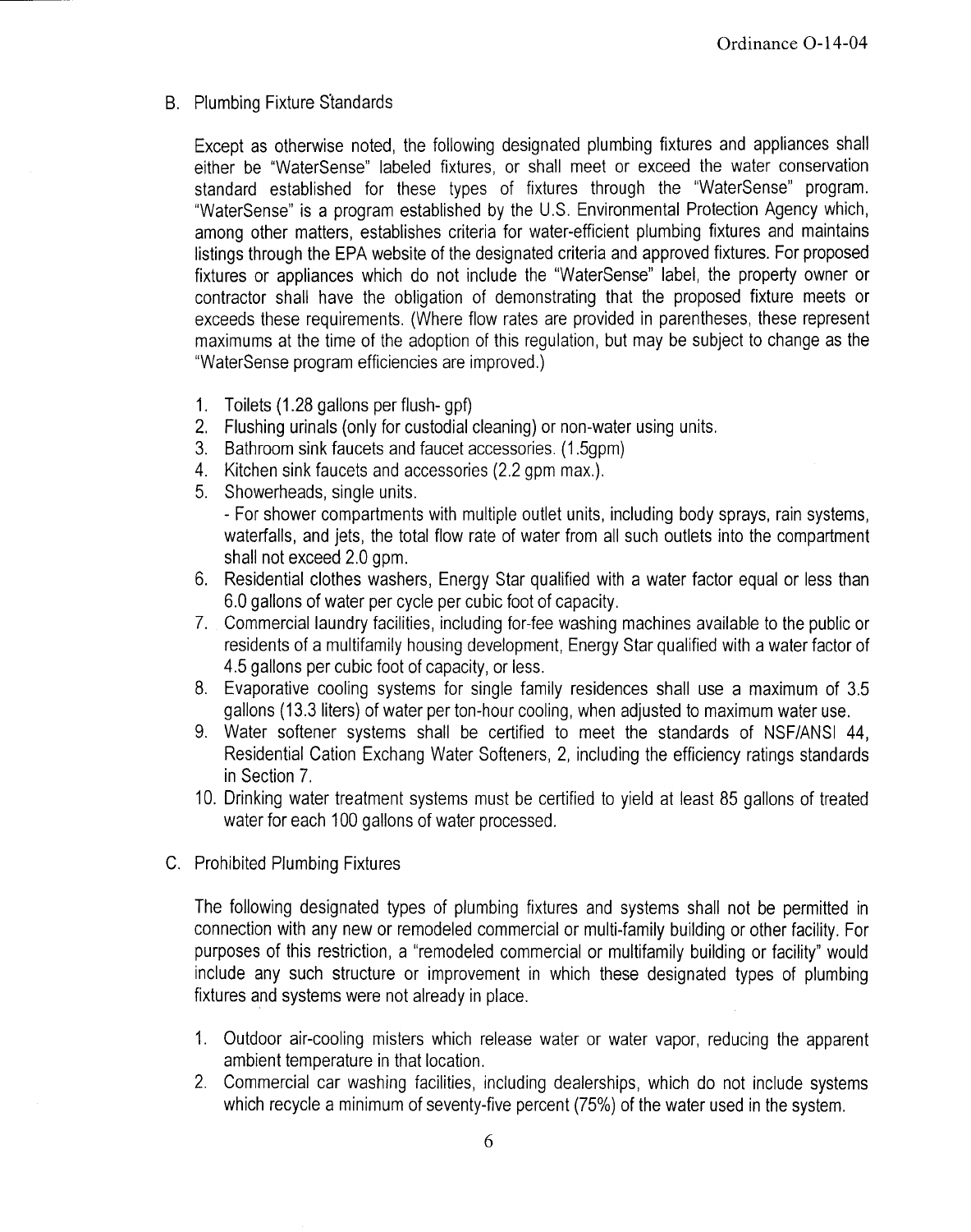B. Plumbing Fixture Standards

Except as otherwise noted, the following designated plumbing fixtures and appliances shall either be "WaterSense" labeled fixtures, or shall meet or exceed the water conservation standard established for these types of fixtures through the "WaterSense" program. "WaterSense" is a program established by the U.S. Environmental Protection Agency which, among other matters, establishes criteria for water-efficient plumbing fixtures and maintains listings through the EPA website of the designated criteria and approved fixtures. For proposed fixtures or appliances which do not include the "WaterSense" label, the property owner or contractor shall have the obligation of demonstrating that the proposed fixture meets or exceeds these requirements. (Where flow rates are provided in parentheses, these represent maximums at the time of the adoption of this regulation, but may be subject to change as the "WaterSense program efficiencies are improved.)

1. Toilets (1.28 gallons per flush- gpf)
2. Flushing urinals (only for custodial cleaning) or non-water using units.
3. Bathroom sink faucets and faucet accessories. (1.5gpm)
4. Kitchen sink faucets and accessories (2.2 gpm max.).
5. Showerheads, single units.
   - For shower compartments with multiple outlet units, including body sprays, rain systems, waterfalls, and jets, the total flow rate of water from all such outlets into the compartment shall not exceed 2.0 gpm.
6. Residential clothes washers, Energy Star qualified with a water factor equal or less than 6.0 gallons of water per cycle per cubic foot of capacity.
7. Commercial laundry facilities, including for-fee washing machines available to the public or residents of a multifamily housing development, Energy Star qualified with a water factor of 4.5 gallons per cubic foot of capacity, or less.
8. Evaporative cooling systems for single family residences shall use a maximum of 3.5 gallons (13.3 liters) of water per ton-hour cooling, when adjusted to maximum water use.
9. Water softener systems shall be certified to meet the standards of NSF/ANSI 44, Residential Cation Exchang Water Softeners, 2, including the efficiency ratings standards in Section 7.
10. Drinking water treatment systems must be certified to yield at least 85 gallons of treated water for each 100 gallons of water processed.

C. Prohibited Plumbing Fixtures

The following designated types of plumbing fixtures and systems shall not be permitted in connection with any new or remodeled commercial or multi-family building or other facility. For purposes of this restriction, a "remodeled commercial or multifamily building or facility" would include any such structure or improvement in which these designated types of plumbing fixtures and systems were not already in place.

1. Outdoor air-cooling misters which release water or water vapor, reducing the apparent ambient temperature in that location.
2. Commercial car washing facilities, including dealerships, which do not include systems which recycle a minimum of seventy-five percent (75%) of the water used in the system.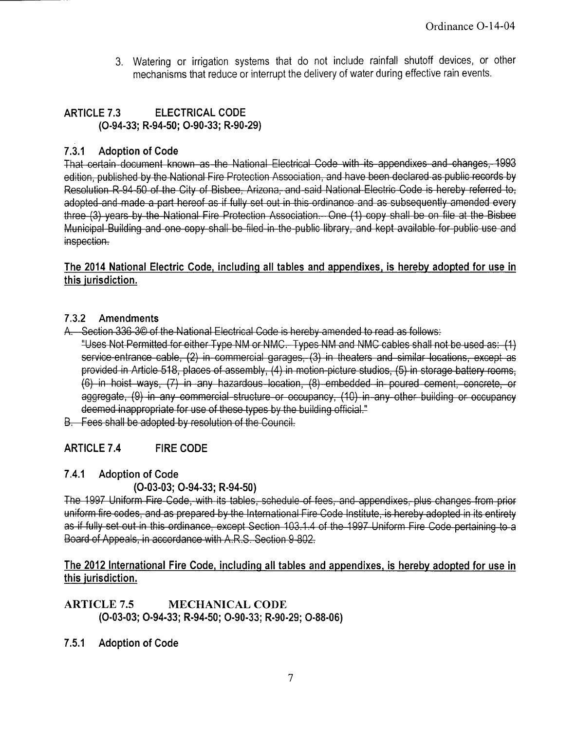3. Watering or irrigation systems that do not include rainfall shutoff devices, or other mechanisms that reduce or interrupt the delivery of water during effective rain events.

## ARTICLE 7.3 ELECTRICAL CODE
**(O-94-33; R-94-50; O-90-33; R-90-29)**

### 7.3.1 Adoption of Code

~~That certain document known as the National Electrical Code with its appendixes and changes, 1993 edition, published by the National Fire Protection Association, and have been declared as public records by Resolution R-94-50 of the City of Bisbee, Arizona, and said National Electric Code is hereby referred to, adopted and made a part hereof as if fully set out in this ordinance and as subsequently amended every three (3) years by the National Fire Protection Association. One (1) copy shall be on file at the Bisbee Municipal Building and one copy shall be filed in the public library, and kept available for public use and inspection.~~

**<u>The 2014 National Electric Code, including all tables and appendixes, is hereby adopted for use in this jurisdiction.</u>**

### 7.3.2 Amendments

~~A. Section 336-3© of the National Electrical Code is hereby amended to read as follows:~~

~~"Uses Not Permitted for either Type NM or NMC. Types NM and NMC cables shall not be used as: (1) service-entrance cable, (2) in commercial garages, (3) in theaters and similar locations, except as provided in Article 518, places of assembly, (4) in motion-picture studios, (5) in storage battery rooms, (6) in hoist ways, (7) in any hazardous location, (8) embedded in poured cement, concrete, or aggregate, (9) in any commercial structure or occupancy, (10) in any other building or occupancy deemed inappropriate for use of these types by the building official."~~

~~B. Fees shall be adopted by resolution of the Council.~~

## ARTICLE 7.4 FIRE CODE

### 7.4.1 Adoption of Code
**(O-03-03; O-94-33; R-94-50)**

~~The 1997 Uniform Fire Code, with its tables, schedule of fees, and appendixes, plus changes from prior uniform fire codes, and as prepared by the International Fire Code Institute, is hereby adopted in its entirety as if fully set out in this ordinance, except Section 103.1.4 of the 1997 Uniform Fire Code pertaining to a Board of Appeals, in accordance with A.R.S. Section 9-802.~~

**<u>The 2012 International Fire Code, including all tables and appendixes, is hereby adopted for use in this jurisdiction.</u>**

## ARTICLE 7.5 MECHANICAL CODE
**(O-03-03; O-94-33; R-94-50; O-90-33; R-90-29; O-88-06)**

### 7.5.1 Adoption of Code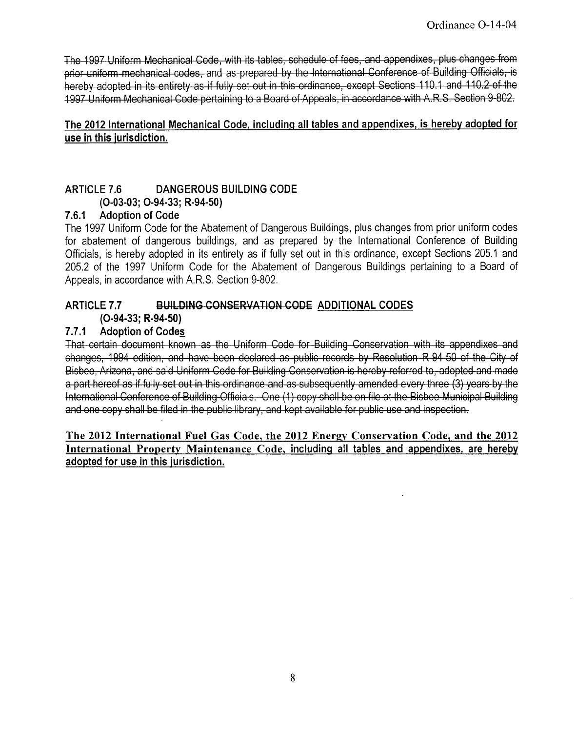~~The 1997 Uniform Mechanical Code, with its tables, schedule of fees, and appendixes, plus changes from prior uniform mechanical codes, and as prepared by the International Conference of Building Officials, is hereby adopted in its entirety as if fully set out in this ordinance, except Sections 110.1 and 110.2 of the 1997 Uniform Mechanical Code pertaining to a Board of Appeals, in accordance with A.R.S. Section 9-802.~~

<u>**The 2012 International Mechanical Code, including all tables and appendixes, is hereby adopted for use in this jurisdiction.**</u>

## ARTICLE 7.6 DANGEROUS BUILDING CODE (O-03-03; O-94-33; R-94-50)

### 7.6.1 Adoption of Code

The 1997 Uniform Code for the Abatement of Dangerous Buildings, plus changes from prior uniform codes for abatement of dangerous buildings, and as prepared by the International Conference of Building Officials, is hereby adopted in its entirety as if fully set out in this ordinance, except Sections 205.1 and 205.2 of the 1997 Uniform Code for the Abatement of Dangerous Buildings pertaining to a Board of Appeals, in accordance with A.R.S. Section 9-802.

## ARTICLE 7.7 ~~BUILDING CONSERVATION CODE~~ <u>ADDITIONAL CODES</u> (O-94-33; R-94-50)

### 7.7.1 Adoption of Code<u>s</u>

~~That certain document known as the Uniform Code for Building Conservation with its appendixes and changes, 1994 edition, and have been declared as public records by Resolution R-94-50 of the City of Bisbee, Arizona, and said Uniform Code for Building Conservation is hereby referred to, adopted and made a part hereof as if fully set out in this ordinance and as subsequently amended every three (3) years by the International Conference of Building Officials. One (1) copy shall be on file at the Bisbee Municipal Building and one copy shall be filed in the public library, and kept available for public use and inspection.~~

<u>**The 2012 International Fuel Gas Code, the 2012 Energy Conservation Code, and the 2012 International Property Maintenance Code, including all tables and appendixes, are hereby adopted for use in this jurisdiction.**</u>